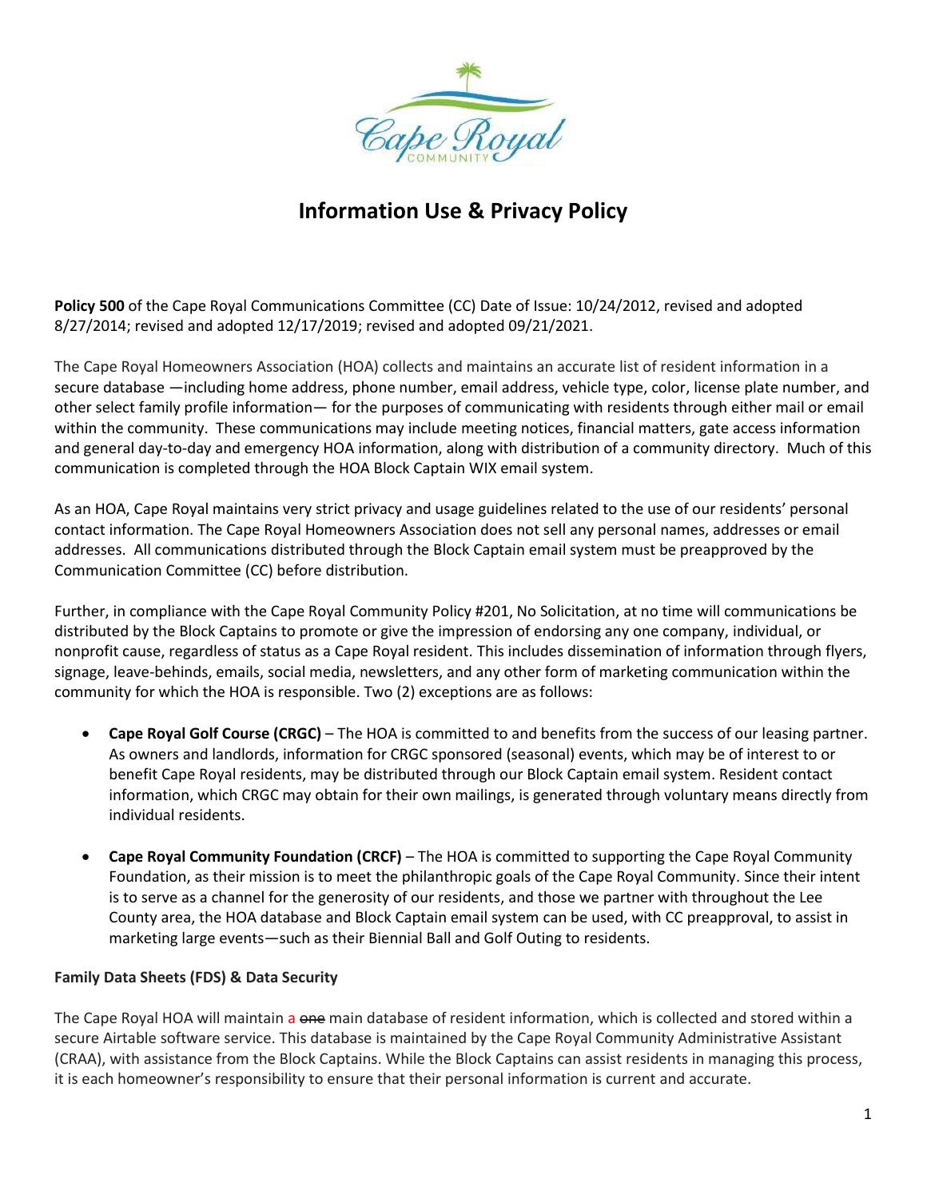# Information Use & Privacy Policy

**Policy 500** of the Cape Royal Communications Committee (CC) Date of Issue: 10/24/2012, revised and adopted 8/27/2014; revised and adopted 12/17/2019; revised and adopted 09/21/2021.

The Cape Royal Homeowners Association (HOA) collects and maintains an accurate list of resident information in a secure database —including home address, phone number, email address, vehicle type, color, license plate number, and other select family profile information— for the purposes of communicating with residents through either mail or email within the community. These communications may include meeting notices, financial matters, gate access information and general day-to-day and emergency HOA information, along with distribution of a community directory. Much of this communication is completed through the HOA Block Captain WIX email system.

As an HOA, Cape Royal maintains very strict privacy and usage guidelines related to the use of our residents' personal contact information. The Cape Royal Homeowners Association does not sell any personal names, addresses or email addresses. All communications distributed through the Block Captain email system must be preapproved by the Communication Committee (CC) before distribution.

Further, in compliance with the Cape Royal Community Policy #201, No Solicitation, at no time will communications be distributed by the Block Captains to promote or give the impression of endorsing any one company, individual, or nonprofit cause, regardless of status as a Cape Royal resident. This includes dissemination of information through flyers, signage, leave-behinds, emails, social media, newsletters, and any other form of marketing communication within the community for which the HOA is responsible. Two (2) exceptions are as follows:

- **Cape Royal Golf Course (CRGC)** – The HOA is committed to and benefits from the success of our leasing partner. As owners and landlords, information for CRGC sponsored (seasonal) events, which may be of interest to or benefit Cape Royal residents, may be distributed through our Block Captain email system. Resident contact information, which CRGC may obtain for their own mailings, is generated through voluntary means directly from individual residents.
- **Cape Royal Community Foundation (CRCF)** – The HOA is committed to supporting the Cape Royal Community Foundation, as their mission is to meet the philanthropic goals of the Cape Royal Community. Since their intent is to serve as a channel for the generosity of our residents, and those we partner with throughout the Lee County area, the HOA database and Block Captain email system can be used, with CC preapproval, to assist in marketing large events—such as their Biennial Ball and Golf Outing to residents.

**Family Data Sheets (FDS) & Data Security**

The Cape Royal HOA will maintain a ~~one~~ main database of resident information, which is collected and stored within a secure Airtable software service. This database is maintained by the Cape Royal Community Administrative Assistant (CRAA), with assistance from the Block Captains. While the Block Captains can assist residents in managing this process, it is each homeowner's responsibility to ensure that their personal information is current and accurate.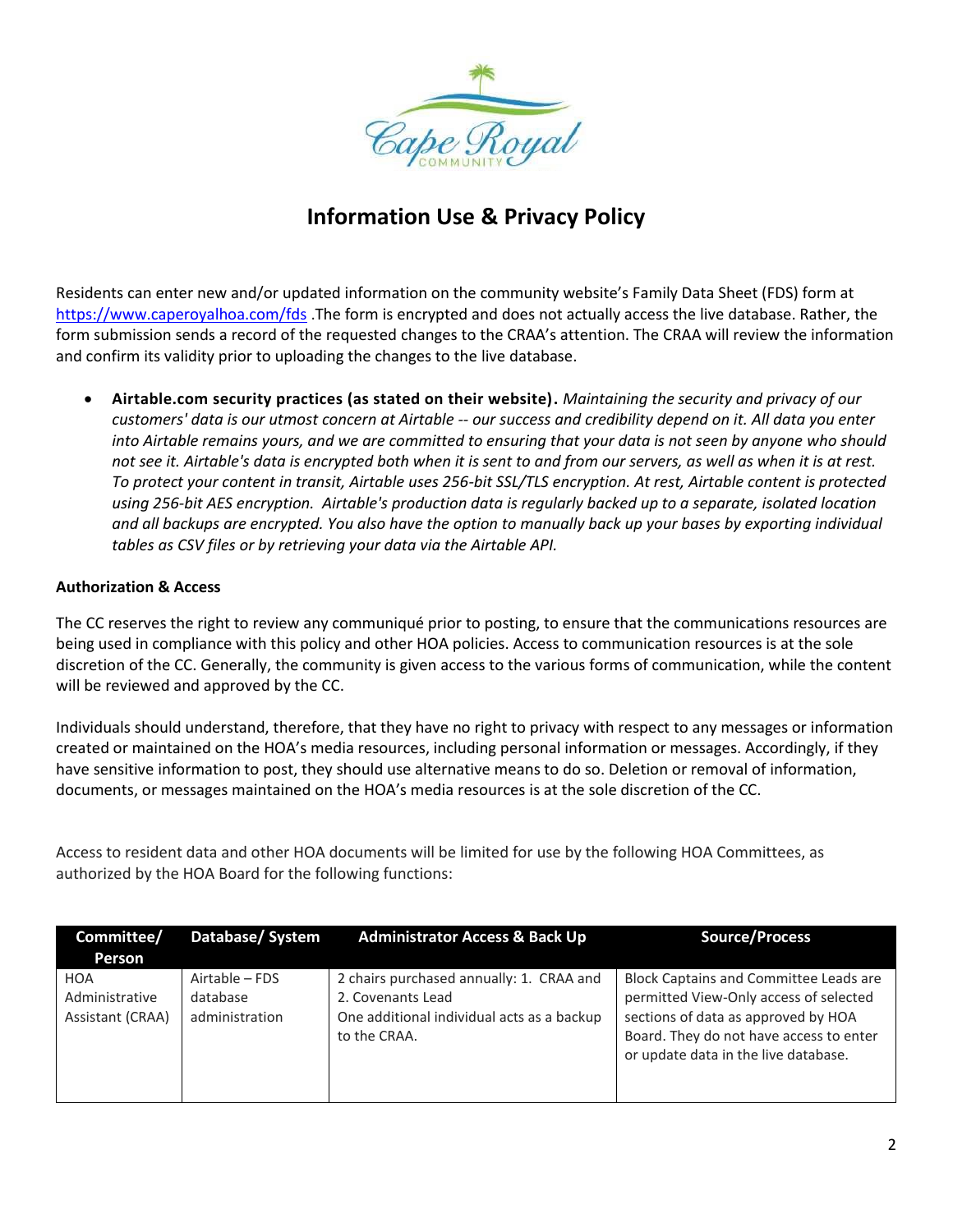# Information Use & Privacy Policy

Residents can enter new and/or updated information on the community website's Family Data Sheet (FDS) form at https://www.caperoyalhoa.com/fds .The form is encrypted and does not actually access the live database. Rather, the form submission sends a record of the requested changes to the CRAA's attention. The CRAA will review the information and confirm its validity prior to uploading the changes to the live database.

- **Airtable.com security practices (as stated on their website).** *Maintaining the security and privacy of our customers' data is our utmost concern at Airtable -- our success and credibility depend on it. All data you enter into Airtable remains yours, and we are committed to ensuring that your data is not seen by anyone who should not see it. Airtable's data is encrypted both when it is sent to and from our servers, as well as when it is at rest. To protect your content in transit, Airtable uses 256-bit SSL/TLS encryption. At rest, Airtable content is protected using 256-bit AES encryption. Airtable's production data is regularly backed up to a separate, isolated location and all backups are encrypted. You also have the option to manually back up your bases by exporting individual tables as CSV files or by retrieving your data via the Airtable API.*

**Authorization & Access**

The CC reserves the right to review any communiqué prior to posting, to ensure that the communications resources are being used in compliance with this policy and other HOA policies. Access to communication resources is at the sole discretion of the CC. Generally, the community is given access to the various forms of communication, while the content will be reviewed and approved by the CC.

Individuals should understand, therefore, that they have no right to privacy with respect to any messages or information created or maintained on the HOA's media resources, including personal information or messages. Accordingly, if they have sensitive information to post, they should use alternative means to do so. Deletion or removal of information, documents, or messages maintained on the HOA's media resources is at the sole discretion of the CC.

Access to resident data and other HOA documents will be limited for use by the following HOA Committees, as authorized by the HOA Board for the following functions:

| Committee/ Person | Database/ System | Administrator Access & Back Up | Source/Process |
|---|---|---|---|
| HOA Administrative Assistant (CRAA) | Airtable – FDS database administration | 2 chairs purchased annually: 1. CRAA and 2. Covenants Lead<br>One additional individual acts as a backup to the CRAA. | Block Captains and Committee Leads are permitted View-Only access of selected sections of data as approved by HOA Board. They do not have access to enter or update data in the live database. |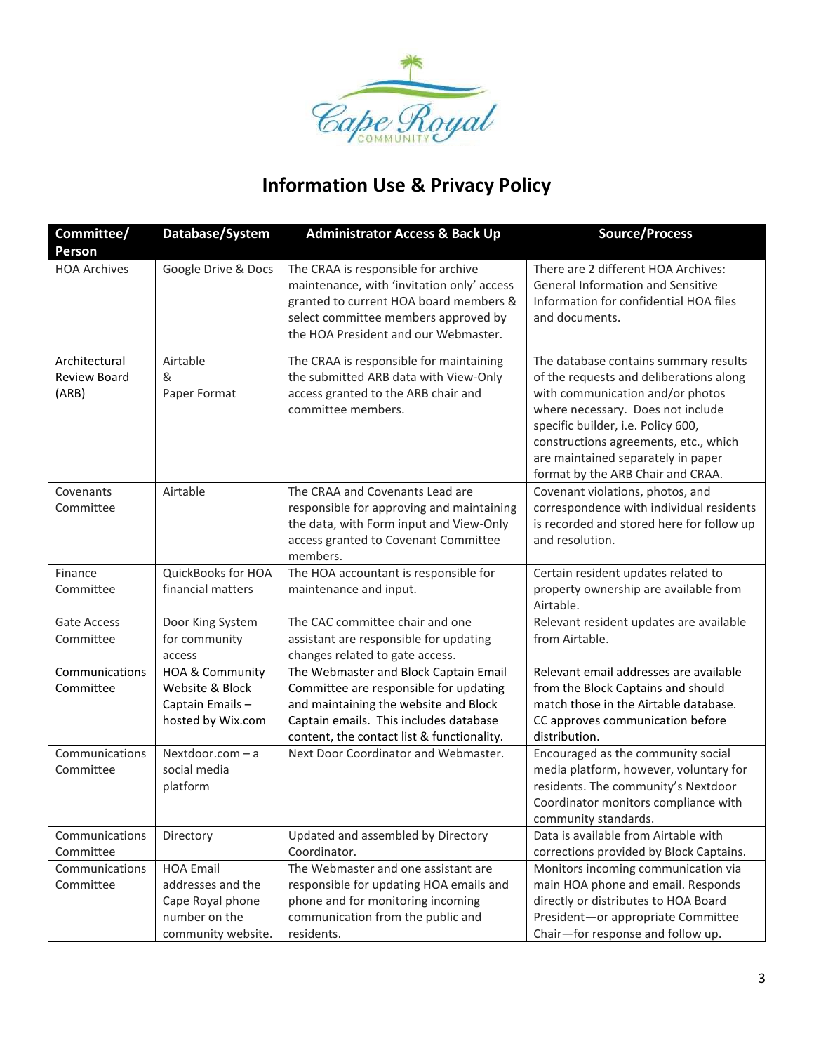# Information Use & Privacy Policy

| Committee/ Person | Database/System | Administrator Access & Back Up | Source/Process |
|---|---|---|---|
| HOA Archives | Google Drive & Docs | The CRAA is responsible for archive maintenance, with 'invitation only' access granted to current HOA board members & select committee members approved by the HOA President and our Webmaster. | There are 2 different HOA Archives: General Information and Sensitive Information for confidential HOA files and documents. |
| Architectural Review Board (ARB) | Airtable & Paper Format | The CRAA is responsible for maintaining the submitted ARB data with View-Only access granted to the ARB chair and committee members. | The database contains summary results of the requests and deliberations along with communication and/or photos where necessary. Does not include specific builder, i.e. Policy 600, constructions agreements, etc., which are maintained separately in paper format by the ARB Chair and CRAA. |
| Covenants Committee | Airtable | The CRAA and Covenants Lead are responsible for approving and maintaining the data, with Form input and View-Only access granted to Covenant Committee members. | Covenant violations, photos, and correspondence with individual residents is recorded and stored here for follow up and resolution. |
| Finance Committee | QuickBooks for HOA financial matters | The HOA accountant is responsible for maintenance and input. | Certain resident updates related to property ownership are available from Airtable. |
| Gate Access Committee | Door King System for community access | The CAC committee chair and one assistant are responsible for updating changes related to gate access. | Relevant resident updates are available from Airtable. |
| Communications Committee | HOA & Community Website & Block Captain Emails – hosted by Wix.com | The Webmaster and Block Captain Email Committee are responsible for updating and maintaining the website and Block Captain emails. This includes database content, the contact list & functionality. | Relevant email addresses are available from the Block Captains and should match those in the Airtable database. CC approves communication before distribution. |
| Communications Committee | Nextdoor.com – a social media platform | Next Door Coordinator and Webmaster. | Encouraged as the community social media platform, however, voluntary for residents. The community's Nextdoor Coordinator monitors compliance with community standards. |
| Communications Committee | Directory | Updated and assembled by Directory Coordinator. | Data is available from Airtable with corrections provided by Block Captains. |
| Communications Committee | HOA Email addresses and the Cape Royal phone number on the community website. | The Webmaster and one assistant are responsible for updating HOA emails and phone and for monitoring incoming communication from the public and residents. | Monitors incoming communication via main HOA phone and email. Responds directly or distributes to HOA Board President—or appropriate Committee Chair—for response and follow up. |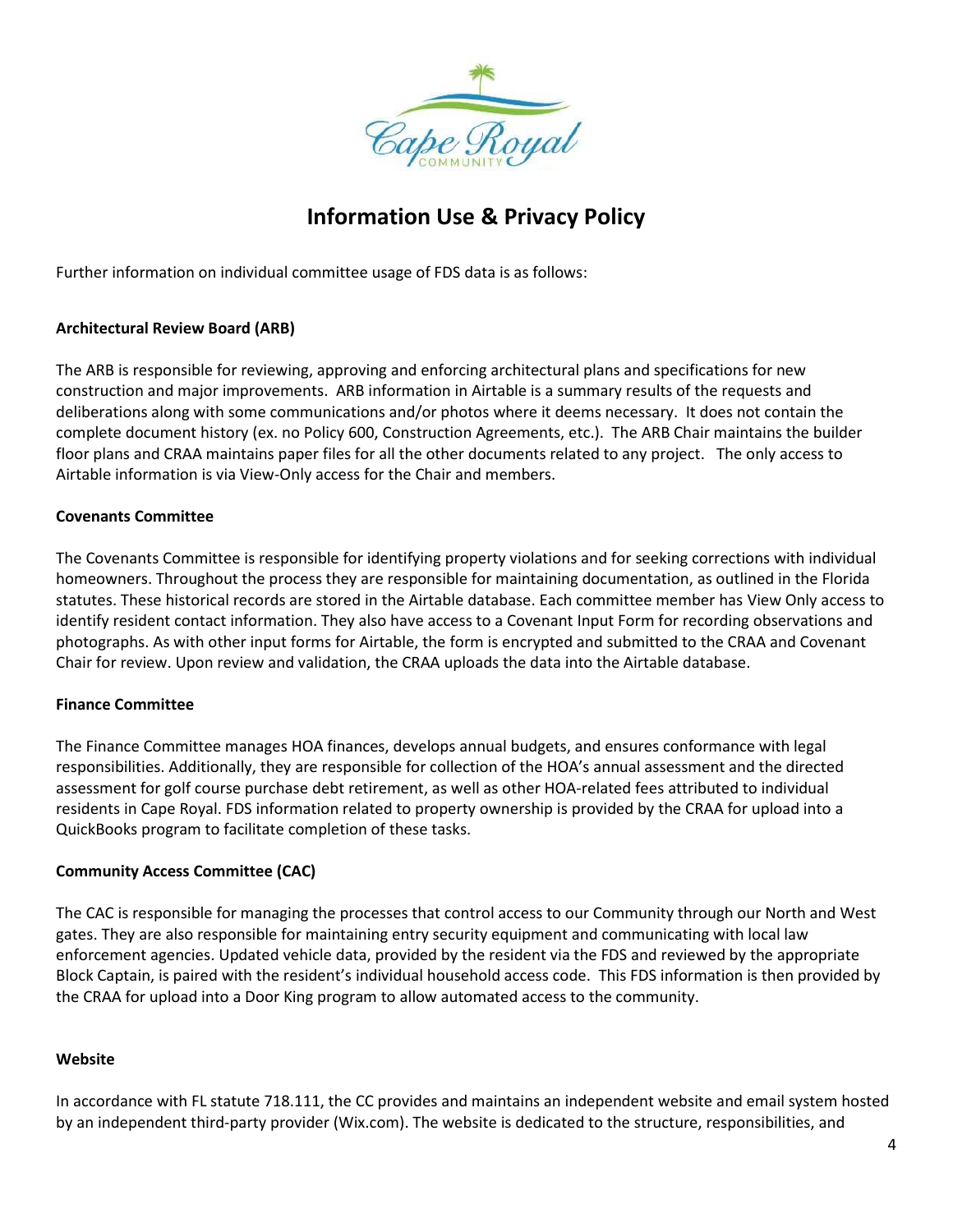# Information Use & Privacy Policy

Further information on individual committee usage of FDS data is as follows:

**Architectural Review Board (ARB)**

The ARB is responsible for reviewing, approving and enforcing architectural plans and specifications for new construction and major improvements. ARB information in Airtable is a summary results of the requests and deliberations along with some communications and/or photos where it deems necessary. It does not contain the complete document history (ex. no Policy 600, Construction Agreements, etc.). The ARB Chair maintains the builder floor plans and CRAA maintains paper files for all the other documents related to any project. The only access to Airtable information is via View-Only access for the Chair and members.

**Covenants Committee**

The Covenants Committee is responsible for identifying property violations and for seeking corrections with individual homeowners. Throughout the process they are responsible for maintaining documentation, as outlined in the Florida statutes. These historical records are stored in the Airtable database. Each committee member has View Only access to identify resident contact information. They also have access to a Covenant Input Form for recording observations and photographs. As with other input forms for Airtable, the form is encrypted and submitted to the CRAA and Covenant Chair for review. Upon review and validation, the CRAA uploads the data into the Airtable database.

**Finance Committee**

The Finance Committee manages HOA finances, develops annual budgets, and ensures conformance with legal responsibilities. Additionally, they are responsible for collection of the HOA's annual assessment and the directed assessment for golf course purchase debt retirement, as well as other HOA-related fees attributed to individual residents in Cape Royal. FDS information related to property ownership is provided by the CRAA for upload into a QuickBooks program to facilitate completion of these tasks.

**Community Access Committee (CAC)**

The CAC is responsible for managing the processes that control access to our Community through our North and West gates. They are also responsible for maintaining entry security equipment and communicating with local law enforcement agencies. Updated vehicle data, provided by the resident via the FDS and reviewed by the appropriate Block Captain, is paired with the resident's individual household access code. This FDS information is then provided by the CRAA for upload into a Door King program to allow automated access to the community.

**Website**

In accordance with FL statute 718.111, the CC provides and maintains an independent website and email system hosted by an independent third-party provider (Wix.com). The website is dedicated to the structure, responsibilities, and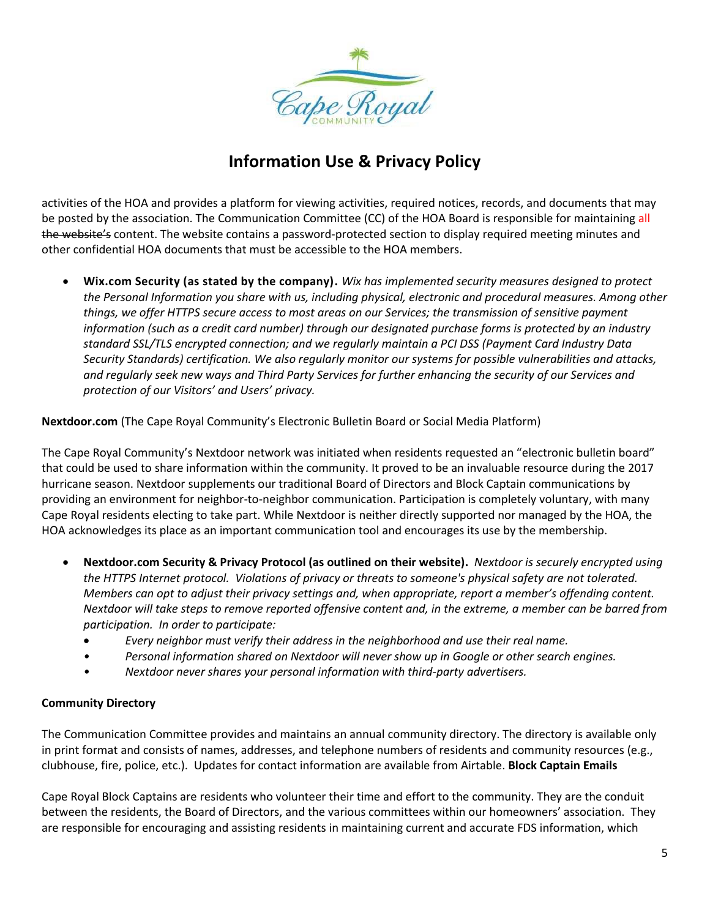# Information Use & Privacy Policy

activities of the HOA and provides a platform for viewing activities, required notices, records, and documents that may be posted by the association. The Communication Committee (CC) of the HOA Board is responsible for maintaining all ~~the website's~~ content. The website contains a password-protected section to display required meeting minutes and other confidential HOA documents that must be accessible to the HOA members.

- **Wix.com Security (as stated by the company).** *Wix has implemented security measures designed to protect the Personal Information you share with us, including physical, electronic and procedural measures. Among other things, we offer HTTPS secure access to most areas on our Services; the transmission of sensitive payment information (such as a credit card number) through our designated purchase forms is protected by an industry standard SSL/TLS encrypted connection; and we regularly maintain a PCI DSS (Payment Card Industry Data Security Standards) certification. We also regularly monitor our systems for possible vulnerabilities and attacks, and regularly seek new ways and Third Party Services for further enhancing the security of our Services and protection of our Visitors' and Users' privacy.*

**Nextdoor.com** (The Cape Royal Community's Electronic Bulletin Board or Social Media Platform)

The Cape Royal Community's Nextdoor network was initiated when residents requested an "electronic bulletin board" that could be used to share information within the community. It proved to be an invaluable resource during the 2017 hurricane season. Nextdoor supplements our traditional Board of Directors and Block Captain communications by providing an environment for neighbor-to-neighbor communication. Participation is completely voluntary, with many Cape Royal residents electing to take part. While Nextdoor is neither directly supported nor managed by the HOA, the HOA acknowledges its place as an important communication tool and encourages its use by the membership.

- **Nextdoor.com Security & Privacy Protocol (as outlined on their website).** *Nextdoor is securely encrypted using the HTTPS Internet protocol. Violations of privacy or threats to someone's physical safety are not tolerated. Members can opt to adjust their privacy settings and, when appropriate, report a member's offending content. Nextdoor will take steps to remove reported offensive content and, in the extreme, a member can be barred from participation. In order to participate:*
  - *Every neighbor must verify their address in the neighborhood and use their real name.*
  - *Personal information shared on Nextdoor will never show up in Google or other search engines.*
  - *Nextdoor never shares your personal information with third-party advertisers.*

**Community Directory**

The Communication Committee provides and maintains an annual community directory. The directory is available only in print format and consists of names, addresses, and telephone numbers of residents and community resources (e.g., clubhouse, fire, police, etc.). Updates for contact information are available from Airtable.

**Block Captain Emails**

Cape Royal Block Captains are residents who volunteer their time and effort to the community. They are the conduit between the residents, the Board of Directors, and the various committees within our homeowners' association. They are responsible for encouraging and assisting residents in maintaining current and accurate FDS information, which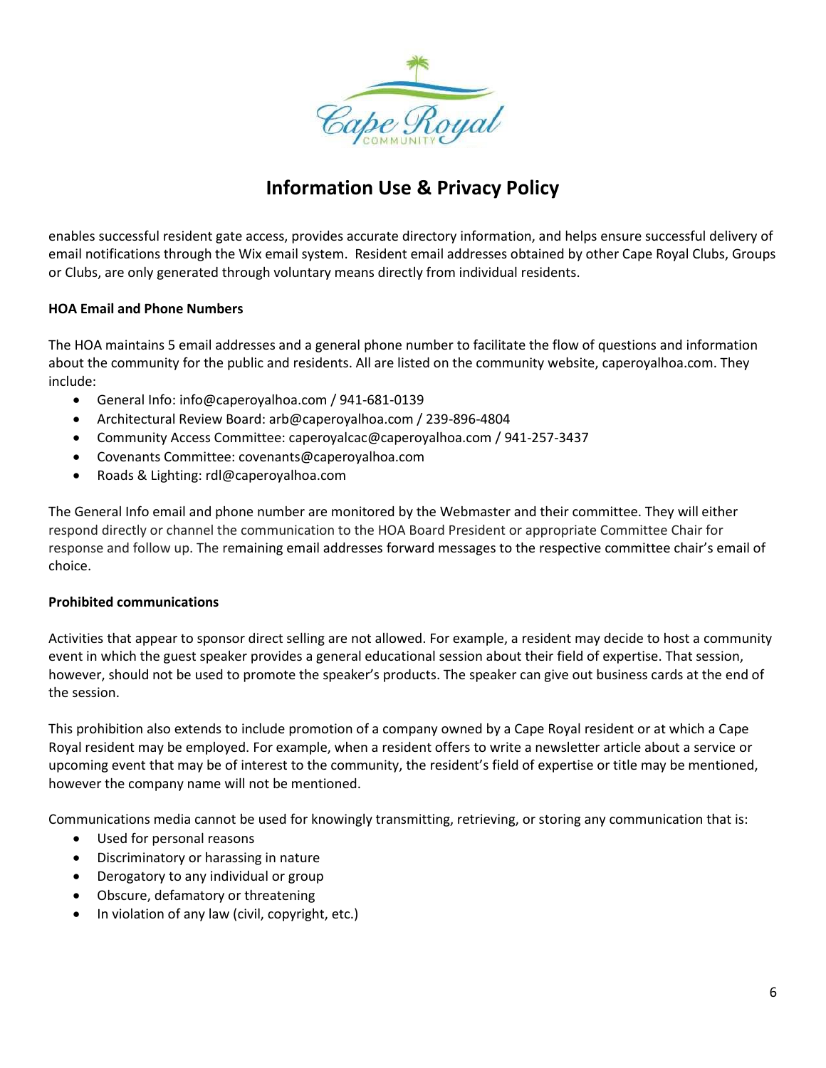# Information Use & Privacy Policy

enables successful resident gate access, provides accurate directory information, and helps ensure successful delivery of email notifications through the Wix email system. Resident email addresses obtained by other Cape Royal Clubs, Groups or Clubs, are only generated through voluntary means directly from individual residents.

**HOA Email and Phone Numbers**

The HOA maintains 5 email addresses and a general phone number to facilitate the flow of questions and information about the community for the public and residents. All are listed on the community website, caperoyalhoa.com. They include:

- General Info: info@caperoyalhoa.com / 941-681-0139
- Architectural Review Board: arb@caperoyalhoa.com / 239-896-4804
- Community Access Committee: caperoyalcac@caperoyalhoa.com / 941-257-3437
- Covenants Committee: covenants@caperoyalhoa.com
- Roads & Lighting: rdl@caperoyalhoa.com

The General Info email and phone number are monitored by the Webmaster and their committee. They will either respond directly or channel the communication to the HOA Board President or appropriate Committee Chair for response and follow up. The remaining email addresses forward messages to the respective committee chair's email of choice.

**Prohibited communications**

Activities that appear to sponsor direct selling are not allowed. For example, a resident may decide to host a community event in which the guest speaker provides a general educational session about their field of expertise. That session, however, should not be used to promote the speaker's products. The speaker can give out business cards at the end of the session.

This prohibition also extends to include promotion of a company owned by a Cape Royal resident or at which a Cape Royal resident may be employed. For example, when a resident offers to write a newsletter article about a service or upcoming event that may be of interest to the community, the resident's field of expertise or title may be mentioned, however the company name will not be mentioned.

Communications media cannot be used for knowingly transmitting, retrieving, or storing any communication that is:

- Used for personal reasons
- Discriminatory or harassing in nature
- Derogatory to any individual or group
- Obscure, defamatory or threatening
- In violation of any law (civil, copyright, etc.)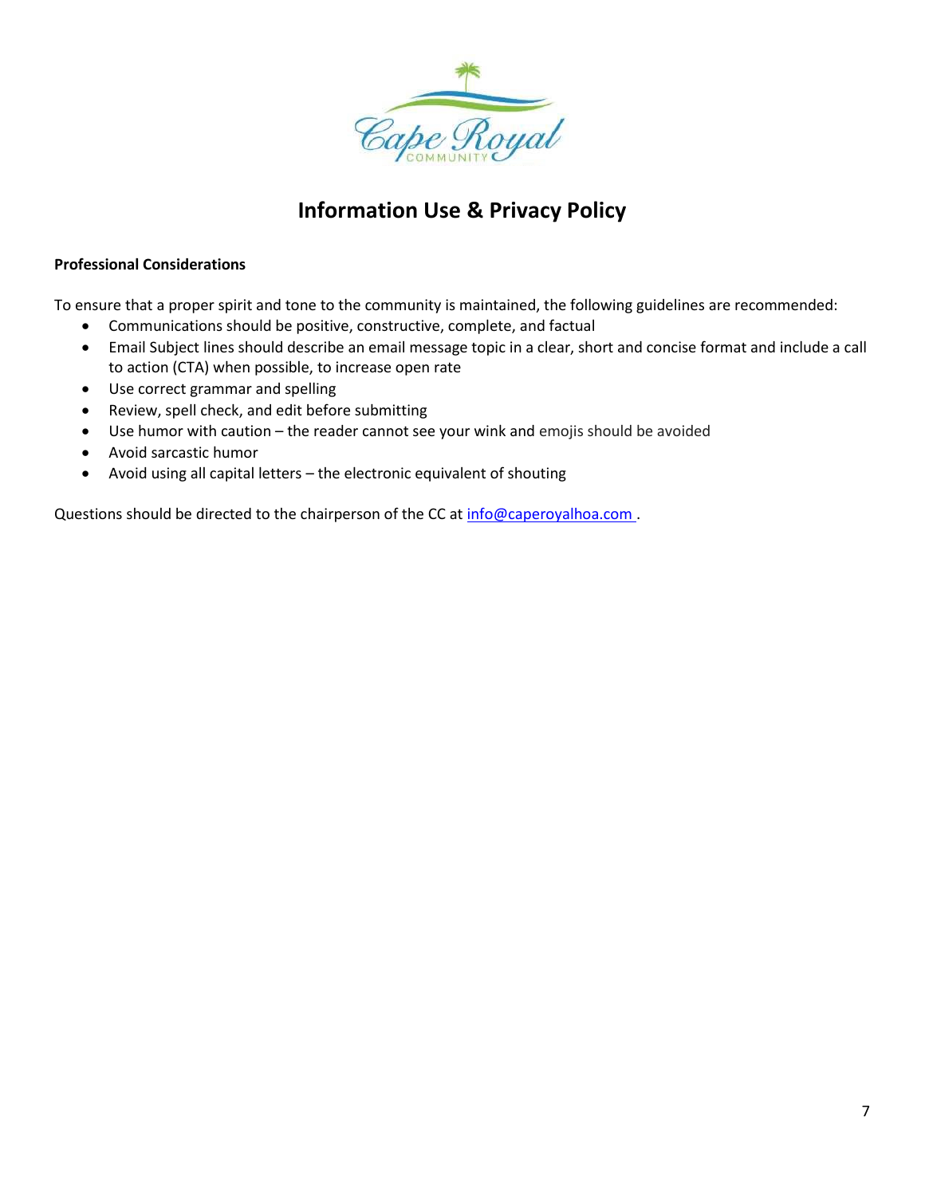# Information Use & Privacy Policy

**Professional Considerations**

To ensure that a proper spirit and tone to the community is maintained, the following guidelines are recommended:

- Communications should be positive, constructive, complete, and factual
- Email Subject lines should describe an email message topic in a clear, short and concise format and include a call to action (CTA) when possible, to increase open rate
- Use correct grammar and spelling
- Review, spell check, and edit before submitting
- Use humor with caution – the reader cannot see your wink and emojis should be avoided
- Avoid sarcastic humor
- Avoid using all capital letters – the electronic equivalent of shouting

Questions should be directed to the chairperson of the CC at info@caperoyalhoa.com .